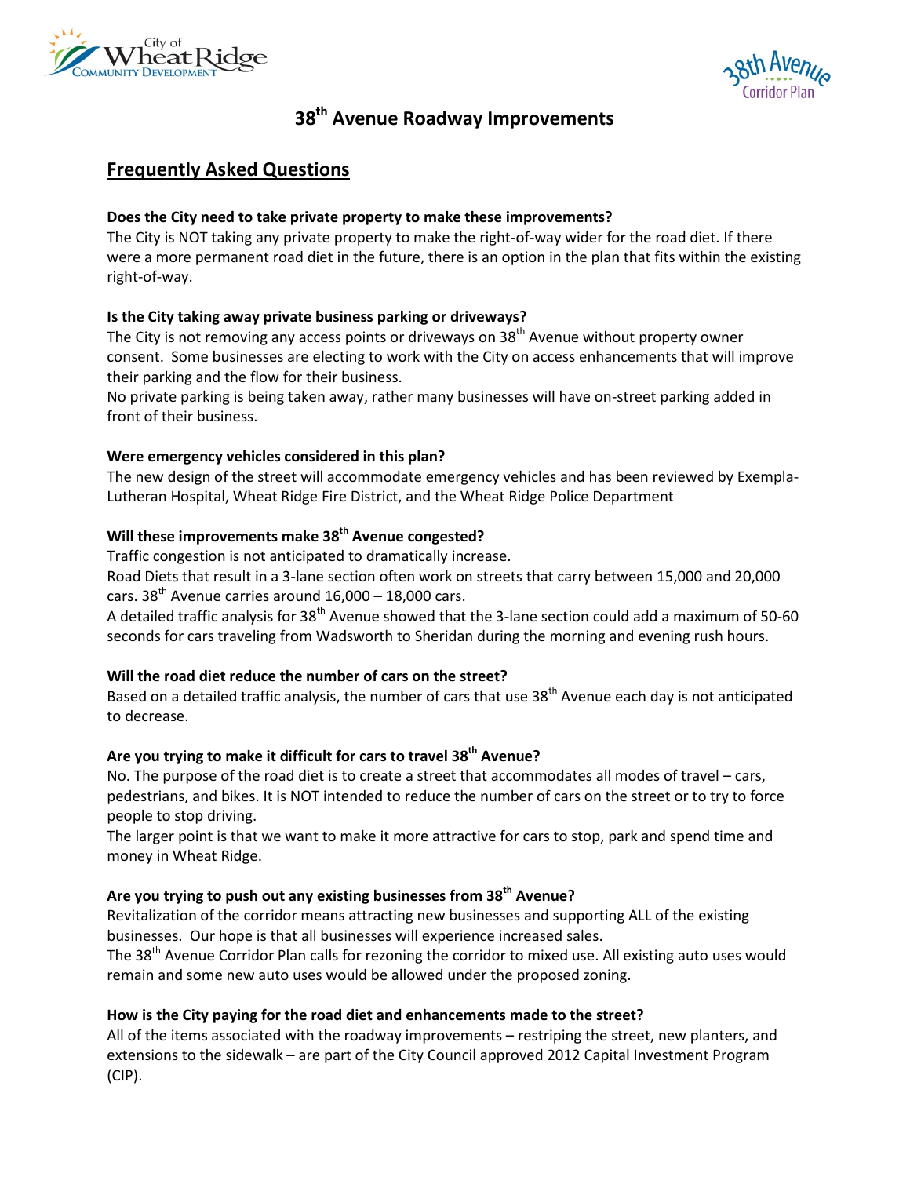# 38th Avenue Roadway Improvements

## Frequently Asked Questions

**Does the City need to take private property to make these improvements?**

The City is NOT taking any private property to make the right-of-way wider for the road diet. If there were a more permanent road diet in the future, there is an option in the plan that fits within the existing right-of-way.

**Is the City taking away private business parking or driveways?**

The City is not removing any access points or driveways on 38th Avenue without property owner consent. Some businesses are electing to work with the City on access enhancements that will improve their parking and the flow for their business.

No private parking is being taken away, rather many businesses will have on-street parking added in front of their business.

**Were emergency vehicles considered in this plan?**

The new design of the street will accommodate emergency vehicles and has been reviewed by Exempla-Lutheran Hospital, Wheat Ridge Fire District, and the Wheat Ridge Police Department

**Will these improvements make 38th Avenue congested?**

Traffic congestion is not anticipated to dramatically increase.

Road Diets that result in a 3-lane section often work on streets that carry between 15,000 and 20,000 cars. 38th Avenue carries around 16,000 – 18,000 cars.

A detailed traffic analysis for 38th Avenue showed that the 3-lane section could add a maximum of 50-60 seconds for cars traveling from Wadsworth to Sheridan during the morning and evening rush hours.

**Will the road diet reduce the number of cars on the street?**

Based on a detailed traffic analysis, the number of cars that use 38th Avenue each day is not anticipated to decrease.

**Are you trying to make it difficult for cars to travel 38th Avenue?**

No. The purpose of the road diet is to create a street that accommodates all modes of travel – cars, pedestrians, and bikes. It is NOT intended to reduce the number of cars on the street or to try to force people to stop driving.

The larger point is that we want to make it more attractive for cars to stop, park and spend time and money in Wheat Ridge.

**Are you trying to push out any existing businesses from 38th Avenue?**

Revitalization of the corridor means attracting new businesses and supporting ALL of the existing businesses. Our hope is that all businesses will experience increased sales.

The 38th Avenue Corridor Plan calls for rezoning the corridor to mixed use. All existing auto uses would remain and some new auto uses would be allowed under the proposed zoning.

**How is the City paying for the road diet and enhancements made to the street?**

All of the items associated with the roadway improvements – restriping the street, new planters, and extensions to the sidewalk – are part of the City Council approved 2012 Capital Investment Program (CIP).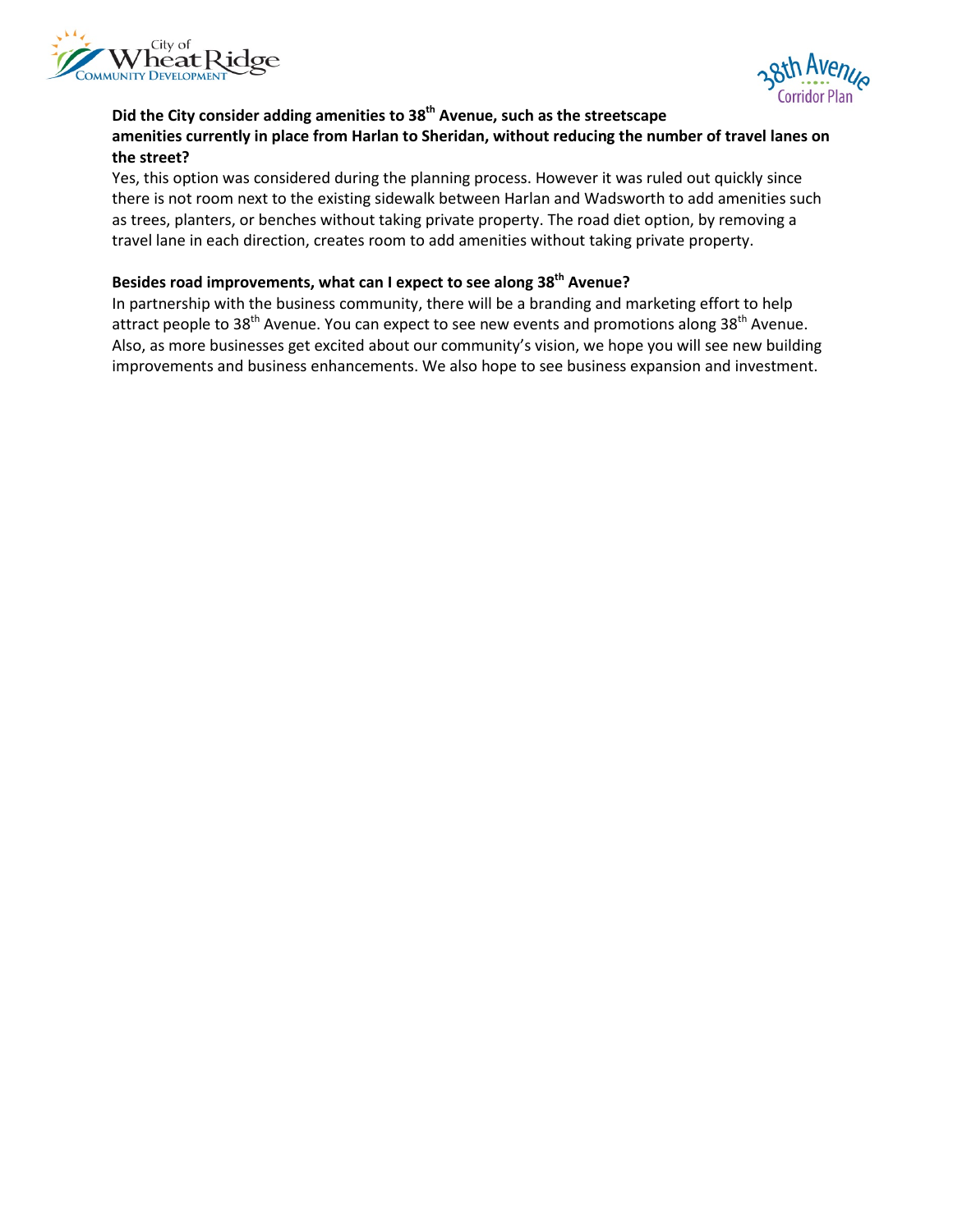**Did the City consider adding amenities to 38th Avenue, such as the streetscape amenities currently in place from Harlan to Sheridan, without reducing the number of travel lanes on the street?**

Yes, this option was considered during the planning process. However it was ruled out quickly since there is not room next to the existing sidewalk between Harlan and Wadsworth to add amenities such as trees, planters, or benches without taking private property. The road diet option, by removing a travel lane in each direction, creates room to add amenities without taking private property.

**Besides road improvements, what can I expect to see along 38th Avenue?**

In partnership with the business community, there will be a branding and marketing effort to help attract people to 38th Avenue. You can expect to see new events and promotions along 38th Avenue. Also, as more businesses get excited about our community's vision, we hope you will see new building improvements and business enhancements. We also hope to see business expansion and investment.